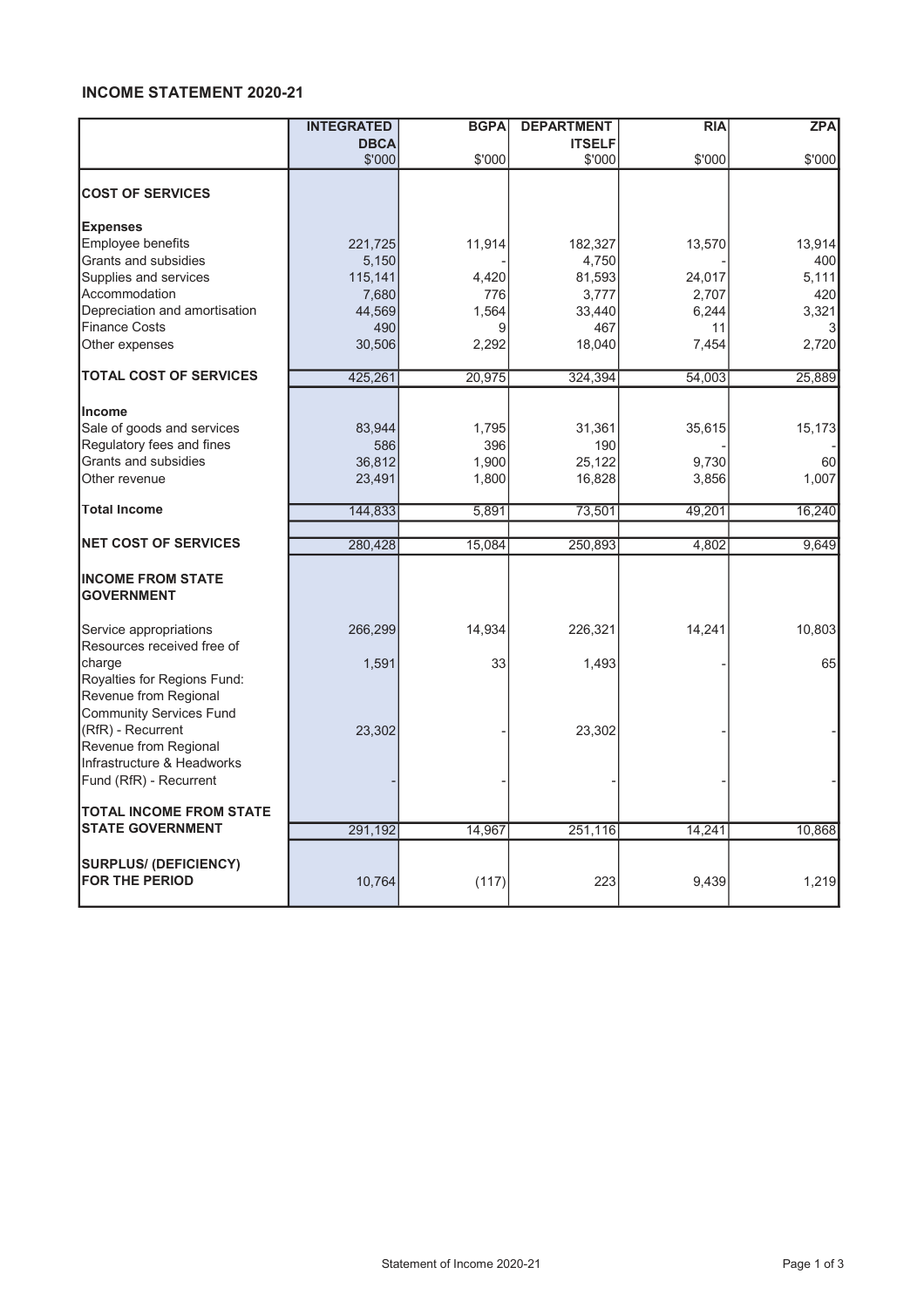## INCOME STATEMENT 2020-21

| | INTEGRATED DBCA | BGPA | DEPARTMENT ITSELF | RIA | ZPA |
|---|---|---|---|---|---|
| | $'000 | $'000 | $'000 | $'000 | $'000 |
| **COST OF SERVICES** | | | | | |
| **Expenses** | | | | | |
| Employee benefits | 221,725 | 11,914 | 182,327 | 13,570 | 13,914 |
| Grants and subsidies | 5,150 | - | 4,750 | - | 400 |
| Supplies and services | 115,141 | 4,420 | 81,593 | 24,017 | 5,111 |
| Accommodation | 7,680 | 776 | 3,777 | 2,707 | 420 |
| Depreciation and amortisation | 44,569 | 1,564 | 33,440 | 6,244 | 3,321 |
| Finance Costs | 490 | 9 | 467 | 11 | 3 |
| Other expenses | 30,506 | 2,292 | 18,040 | 7,454 | 2,720 |
| **TOTAL COST OF SERVICES** | 425,261 | 20,975 | 324,394 | 54,003 | 25,889 |
| **Income** | | | | | |
| Sale of goods and services | 83,944 | 1,795 | 31,361 | 35,615 | 15,173 |
| Regulatory fees and fines | 586 | 396 | 190 | - | - |
| Grants and subsidies | 36,812 | 1,900 | 25,122 | 9,730 | 60 |
| Other revenue | 23,491 | 1,800 | 16,828 | 3,856 | 1,007 |
| **Total Income** | 144,833 | 5,891 | 73,501 | 49,201 | 16,240 |
| **NET COST OF SERVICES** | 280,428 | 15,084 | 250,893 | 4,802 | 9,649 |
| **INCOME FROM STATE GOVERNMENT** | | | | | |
| Service appropriations | 266,299 | 14,934 | 226,321 | 14,241 | 10,803 |
| Resources received free of charge | 1,591 | 33 | 1,493 | - | 65 |
| Royalties for Regions Fund: Revenue from Regional Community Services Fund (RfR) - Recurrent | 23,302 | - | 23,302 | - | - |
| Revenue from Regional Infrastructure & Headworks Fund (RfR) - Recurrent | - | - | - | - | - |
| **TOTAL INCOME FROM STATE STATE GOVERNMENT** | 291,192 | 14,967 | 251,116 | 14,241 | 10,868 |
| **SURPLUS/ (DEFICIENCY) FOR THE PERIOD** | 10,764 | (117) | 223 | 9,439 | 1,219 |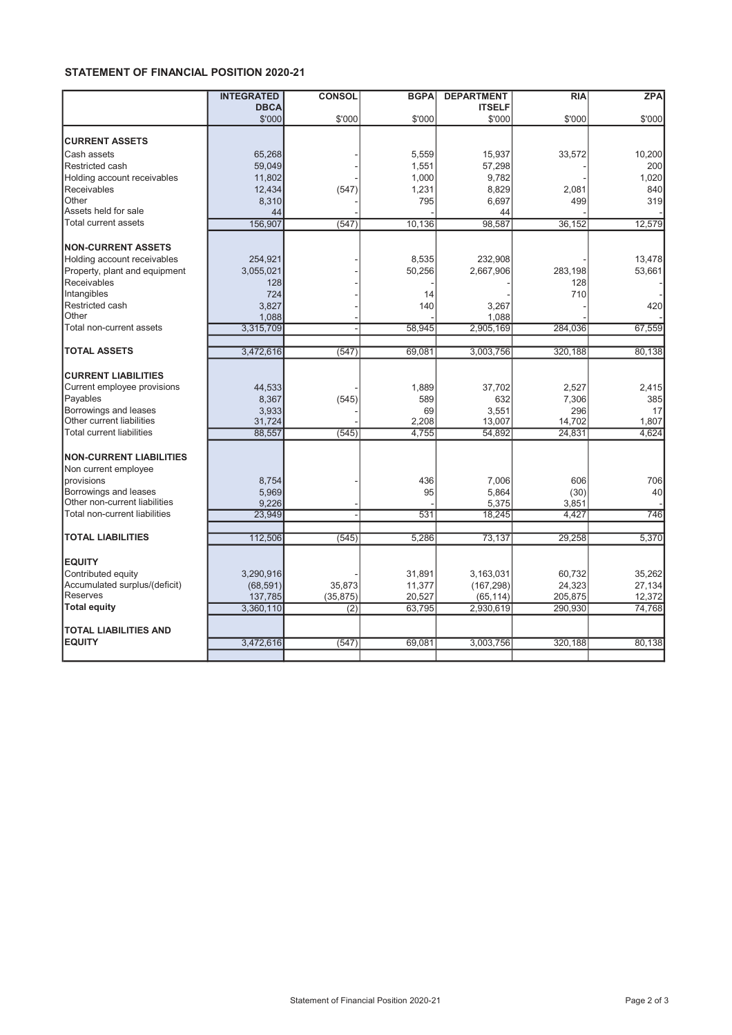## STATEMENT OF FINANCIAL POSITION 2020-21

| | INTEGRATED DBCA | CONSOL | BGPA | DEPARTMENT ITSELF | RIA | ZPA |
|---|---|---|---|---|---|---|
| | $'000 | $'000 | $'000 | $'000 | $'000 | $'000 |
| **CURRENT ASSETS** | | | | | | |
| Cash assets | 65,268 | - | 5,559 | 15,937 | 33,572 | 10,200 |
| Restricted cash | 59,049 | - | 1,551 | 57,298 | - | 200 |
| Holding account receivables | 11,802 | - | 1,000 | 9,782 | - | 1,020 |
| Receivables | 12,434 | (547) | 1,231 | 8,829 | 2,081 | 840 |
| Other | 8,310 | - | 795 | 6,697 | 499 | 319 |
| Assets held for sale | 44 | - | - | 44 | - | - |
| Total current assets | 156,907 | (547) | 10,136 | 98,587 | 36,152 | 12,579 |
| **NON-CURRENT ASSETS** | | | | | | |
| Holding account receivables | 254,921 | - | 8,535 | 232,908 | - | 13,478 |
| Property, plant and equipment | 3,055,021 | - | 50,256 | 2,667,906 | 283,198 | 53,661 |
| Receivables | 128 | - | - | - | 128 | - |
| Intangibles | 724 | - | 14 | - | 710 | - |
| Restricted cash | 3,827 | - | 140 | 3,267 | - | 420 |
| Other | 1,088 | - | - | 1,088 | - | - |
| Total non-current assets | 3,315,709 | - | 58,945 | 2,905,169 | 284,036 | 67,559 |
| **TOTAL ASSETS** | 3,472,616 | (547) | 69,081 | 3,003,756 | 320,188 | 80,138 |
| **CURRENT LIABILITIES** | | | | | | |
| Current employee provisions | 44,533 | - | 1,889 | 37,702 | 2,527 | 2,415 |
| Payables | 8,367 | (545) | 589 | 632 | 7,306 | 385 |
| Borrowings and leases | 3,933 | - | 69 | 3,551 | 296 | 17 |
| Other current liabilities | 31,724 | - | 2,208 | 13,007 | 14,702 | 1,807 |
| Total current liabilities | 88,557 | (545) | 4,755 | 54,892 | 24,831 | 4,624 |
| **NON-CURRENT LIABILITIES** | | | | | | |
| Non current employee provisions | 8,754 | - | 436 | 7,006 | 606 | 706 |
| Borrowings and leases | 5,969 | | 95 | 5,864 | (30) | 40 |
| Other non-current liabilities | 9,226 | - | - | 5,375 | 3,851 | - |
| Total non-current liabilities | 23,949 | - | 531 | 18,245 | 4,427 | 746 |
| **TOTAL LIABILITIES** | 112,506 | (545) | 5,286 | 73,137 | 29,258 | 5,370 |
| **EQUITY** | | | | | | |
| Contributed equity | 3,290,916 | - | 31,891 | 3,163,031 | 60,732 | 35,262 |
| Accumulated surplus/(deficit) | (68,591) | 35,873 | 11,377 | (167,298) | 24,323 | 27,134 |
| Reserves | 137,785 | (35,875) | 20,527 | (65,114) | 205,875 | 12,372 |
| **Total equity** | 3,360,110 | (2) | 63,795 | 2,930,619 | 290,930 | 74,768 |
| **TOTAL LIABILITIES AND EQUITY** | 3,472,616 | (547) | 69,081 | 3,003,756 | 320,188 | 80,138 |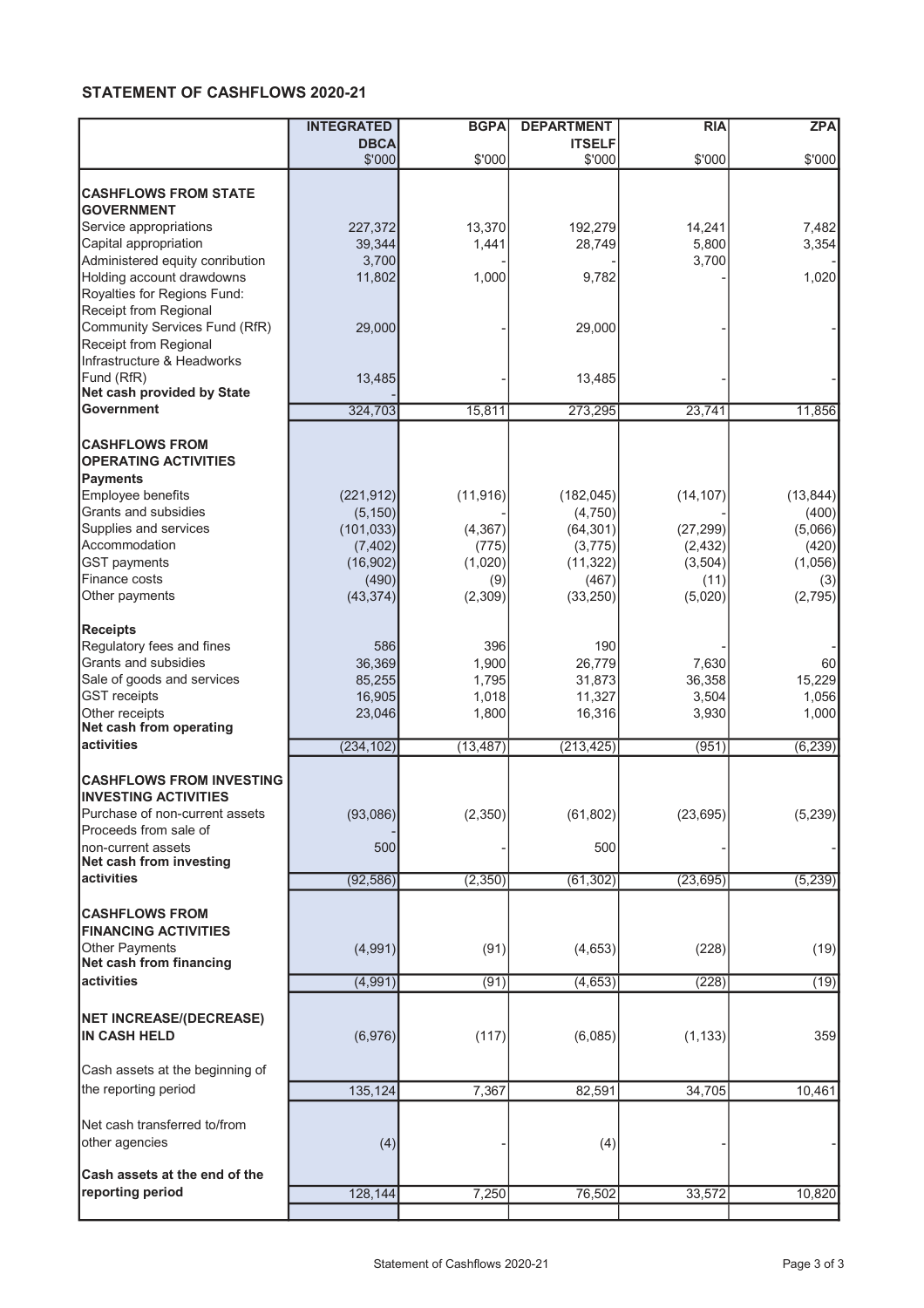## STATEMENT OF CASHFLOWS 2020-21

| | INTEGRATED DBCA | BGPA | DEPARTMENT ITSELF | RIA | ZPA |
|---|---|---|---|---|---|
| | $'000 | $'000 | $'000 | $'000 | $'000 |
| **CASHFLOWS FROM STATE GOVERNMENT** | | | | | |
| Service appropriations | 227,372 | 13,370 | 192,279 | 14,241 | 7,482 |
| Capital appropriation | 39,344 | 1,441 | 28,749 | 5,800 | 3,354 |
| Administered equity conribution | 3,700 | - | - | 3,700 | - |
| Holding account drawdowns | 11,802 | 1,000 | 9,782 | - | 1,020 |
| Royalties for Regions Fund: | | | | | |
| Receipt from Regional Community Services Fund (RfR) | 29,000 | - | 29,000 | - | - |
| Receipt from Regional Infrastructure & Headworks Fund (RfR) | 13,485 | - | 13,485 | - | - |
| **Net cash provided by State Government** | 324,703 | 15,811 | 273,295 | 23,741 | 11,856 |
| **CASHFLOWS FROM OPERATING ACTIVITIES** | | | | | |
| **Payments** | | | | | |
| Employee benefits | (221,912) | (11,916) | (182,045) | (14,107) | (13,844) |
| Grants and subsidies | (5,150) | - | (4,750) | - | (400) |
| Supplies and services | (101,033) | (4,367) | (64,301) | (27,299) | (5,066) |
| Accommodation | (7,402) | (775) | (3,775) | (2,432) | (420) |
| GST payments | (16,902) | (1,020) | (11,322) | (3,504) | (1,056) |
| Finance costs | (490) | (9) | (467) | (11) | (3) |
| Other payments | (43,374) | (2,309) | (33,250) | (5,020) | (2,795) |
| **Receipts** | | | | | |
| Regulatory fees and fines | 586 | 396 | 190 | - | - |
| Grants and subsidies | 36,369 | 1,900 | 26,779 | 7,630 | 60 |
| Sale of goods and services | 85,255 | 1,795 | 31,873 | 36,358 | 15,229 |
| GST receipts | 16,905 | 1,018 | 11,327 | 3,504 | 1,056 |
| Other receipts | 23,046 | 1,800 | 16,316 | 3,930 | 1,000 |
| **Net cash from operating activities** | (234,102) | (13,487) | (213,425) | (951) | (6,239) |
| **CASHFLOWS FROM INVESTING INVESTING ACTIVITIES** | | | | | |
| Purchase of non-current assets | (93,086) | (2,350) | (61,802) | (23,695) | (5,239) |
| Proceeds from sale of non-current assets | 500 | - | 500 | - | - |
| **Net cash from investing activities** | (92,586) | (2,350) | (61,302) | (23,695) | (5,239) |
| **CASHFLOWS FROM FINANCING ACTIVITIES** | | | | | |
| Other Payments | (4,991) | (91) | (4,653) | (228) | (19) |
| **Net cash from financing activities** | (4,991) | (91) | (4,653) | (228) | (19) |
| **NET INCREASE/(DECREASE) IN CASH HELD** | (6,976) | (117) | (6,085) | (1,133) | 359 |
| Cash assets at the beginning of the reporting period | 135,124 | 7,367 | 82,591 | 34,705 | 10,461 |
| Net cash transferred to/from other agencies | (4) | - | (4) | - | - |
| **Cash assets at the end of the reporting period** | 128,144 | 7,250 | 76,502 | 33,572 | 10,820 |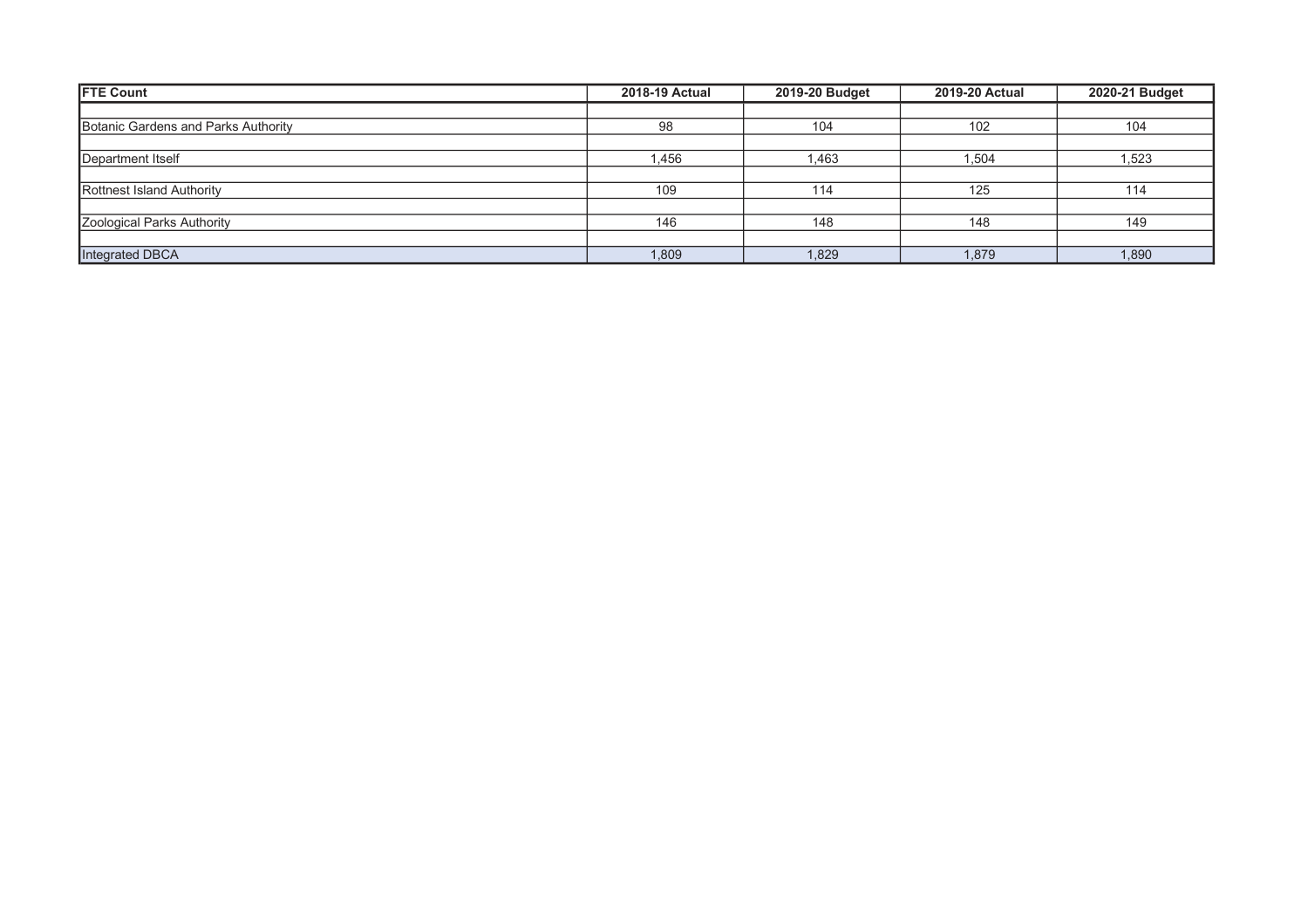| FTE Count | 2018-19 Actual | 2019-20 Budget | 2019-20 Actual | 2020-21 Budget |
|---|---|---|---|---|
| | | | | |
| Botanic Gardens and Parks Authority | 98 | 104 | 102 | 104 |
| | | | | |
| Department Itself | 1,456 | 1,463 | 1,504 | 1,523 |
| | | | | |
| Rottnest Island Authority | 109 | 114 | 125 | 114 |
| | | | | |
| Zoological Parks Authority | 146 | 148 | 148 | 149 |
| | | | | |
| Integrated DBCA | 1,809 | 1,829 | 1,879 | 1,890 |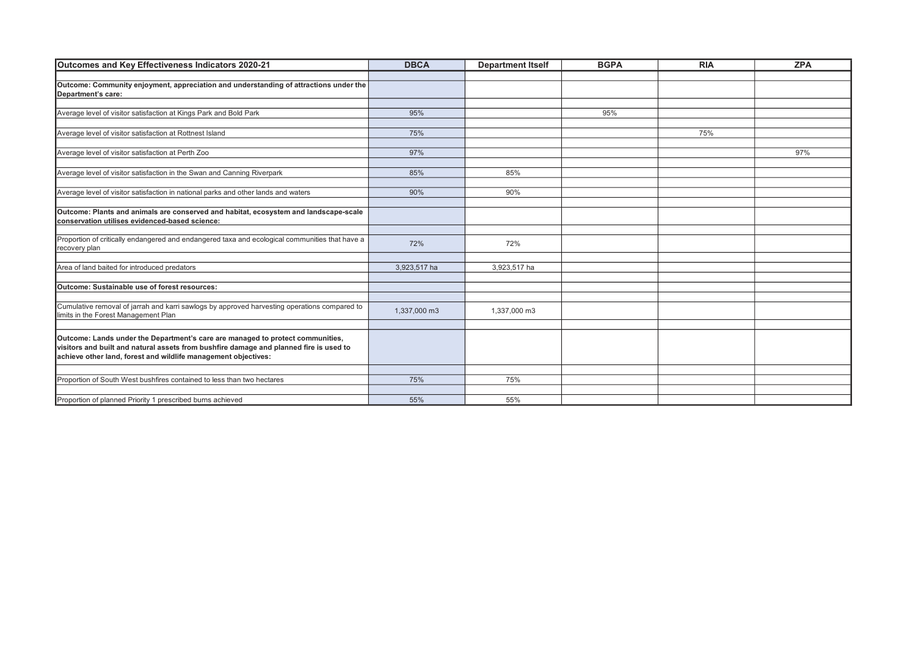| Outcomes and Key Effectiveness Indicators 2020-21 | DBCA | Department Itself | BGPA | RIA | ZPA |
|---|---|---|---|---|---|
| **Outcome: Community enjoyment, appreciation and understanding of attractions under the Department's care:** | | | | | |
| Average level of visitor satisfaction at Kings Park and Bold Park | 95% | | 95% | | |
| Average level of visitor satisfaction at Rottnest Island | 75% | | | 75% | |
| Average level of visitor satisfaction at Perth Zoo | 97% | | | | 97% |
| Average level of visitor satisfaction in the Swan and Canning Riverpark | 85% | 85% | | | |
| Average level of visitor satisfaction in national parks and other lands and waters | 90% | 90% | | | |
| **Outcome: Plants and animals are conserved and habitat, ecosystem and landscape-scale conservation utilises evidenced-based science:** | | | | | |
| Proportion of critically endangered and endangered taxa and ecological communities that have a recovery plan | 72% | 72% | | | |
| Area of land baited for introduced predators | 3,923,517 ha | 3,923,517 ha | | | |
| **Outcome: Sustainable use of forest resources:** | | | | | |
| Cumulative removal of jarrah and karri sawlogs by approved harvesting operations compared to limits in the Forest Management Plan | 1,337,000 m3 | 1,337,000 m3 | | | |
| **Outcome: Lands under the Department's care are managed to protect communities, visitors and built and natural assets from bushfire damage and planned fire is used to achieve other land, forest and wildlife management objectives:** | | | | | |
| Proportion of South West bushfires contained to less than two hectares | 75% | 75% | | | |
| Proportion of planned Priority 1 prescribed burns achieved | 55% | 55% | | | |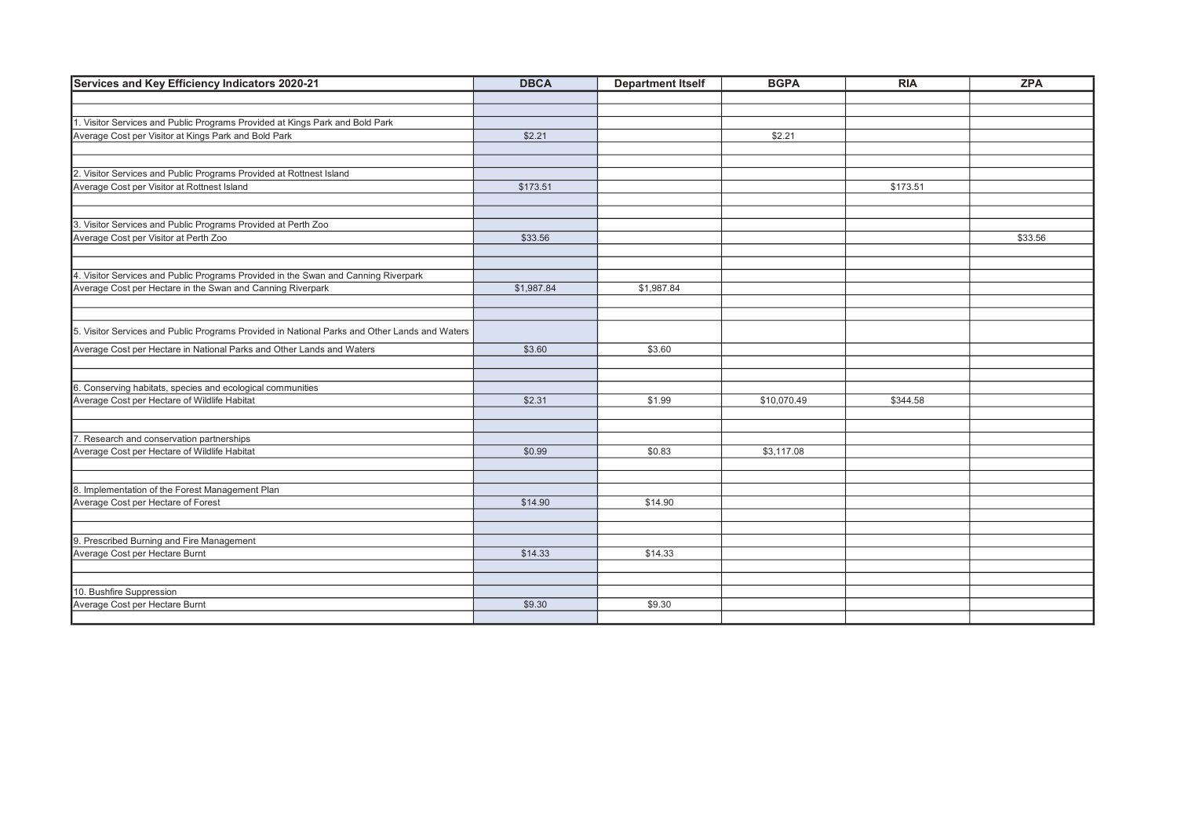| Services and Key Efficiency Indicators 2020-21 | DBCA | Department Itself | BGPA | RIA | ZPA |
| --- | --- | --- | --- | --- | --- |
| 1. Visitor Services and Public Programs Provided at Kings Park and Bold Park | | | | | |
| Average Cost per Visitor at Kings Park and Bold Park | $2.21 | | $2.21 | | |
| 2. Visitor Services and Public Programs Provided at Rottnest Island | | | | | |
| Average Cost per Visitor at Rottnest Island | $173.51 | | | $173.51 | |
| 3. Visitor Services and Public Programs Provided at Perth Zoo | | | | | |
| Average Cost per Visitor at Perth Zoo | $33.56 | | | | $33.56 |
| 4. Visitor Services and Public Programs Provided in the Swan and Canning Riverpark | | | | | |
| Average Cost per Hectare in the Swan and Canning Riverpark | $1,987.84 | $1,987.84 | | | |
| 5. Visitor Services and Public Programs Provided in National Parks and Other Lands and Waters | | | | | |
| Average Cost per Hectare in National Parks and Other Lands and Waters | $3.60 | $3.60 | | | |
| 6. Conserving habitats, species and ecological communities | | | | | |
| Average Cost per Hectare of Wildlife Habitat | $2.31 | $1.99 | $10,070.49 | $344.58 | |
| 7. Research and conservation partnerships | | | | | |
| Average Cost per Hectare of Wildlife Habitat | $0.99 | $0.83 | $3,117.08 | | |
| 8. Implementation of the Forest Management Plan | | | | | |
| Average Cost per Hectare of Forest | $14.90 | $14.90 | | | |
| 9. Prescribed Burning and Fire Management | | | | | |
| Average Cost per Hectare Burnt | $14.33 | $14.33 | | | |
| 10. Bushfire Suppression | | | | | |
| Average Cost per Hectare Burnt | $9.30 | $9.30 | | | |